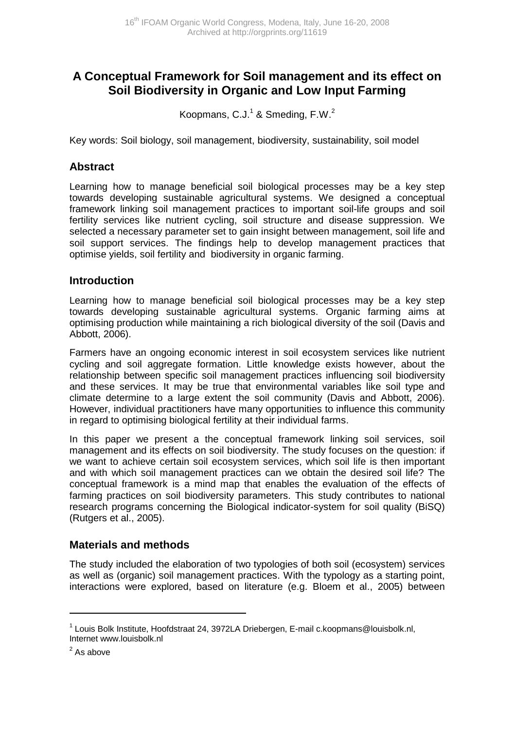# A Conceptual Framework for Soil management and its effect on Soil Biodiversity in Organic and Low Input Farming

Koopmans, C.J.[1] & Smeding, F.W.[2]

Key words: Soil biology, soil management, biodiversity, sustainability, soil model

## Abstract

Learning how to manage beneficial soil biological processes may be a key step towards developing sustainable agricultural systems. We designed a conceptual framework linking soil management practices to important soil-life groups and soil fertility services like nutrient cycling, soil structure and disease suppression. We selected a necessary parameter set to gain insight between management, soil life and soil support services. The findings help to develop management practices that optimise yields, soil fertility and biodiversity in organic farming.

## Introduction

Learning how to manage beneficial soil biological processes may be a key step towards developing sustainable agricultural systems. Organic farming aims at optimising production while maintaining a rich biological diversity of the soil (Davis and Abbott, 2006).

Farmers have an ongoing economic interest in soil ecosystem services like nutrient cycling and soil aggregate formation. Little knowledge exists however, about the relationship between specific soil management practices influencing soil biodiversity and these services. It may be true that environmental variables like soil type and climate determine to a large extent the soil community (Davis and Abbott, 2006). However, individual practitioners have many opportunities to influence this community in regard to optimising biological fertility at their individual farms.

In this paper we present a the conceptual framework linking soil services, soil management and its effects on soil biodiversity. The study focuses on the question: if we want to achieve certain soil ecosystem services, which soil life is then important and with which soil management practices can we obtain the desired soil life? The conceptual framework is a mind map that enables the evaluation of the effects of farming practices on soil biodiversity parameters. This study contributes to national research programs concerning the Biological indicator-system for soil quality (BiSQ) (Rutgers et al., 2005).

## Materials and methods

The study included the elaboration of two typologies of both soil (ecosystem) services as well as (organic) soil management practices. With the typology as a starting point, interactions were explored, based on literature (e.g. Bloem et al., 2005) between

---

[1] Louis Bolk Institute, Hoofdstraat 24, 3972LA Driebergen, E-mail c.koopmans@louisbolk.nl, Internet www.louisbolk.nl

[2] As above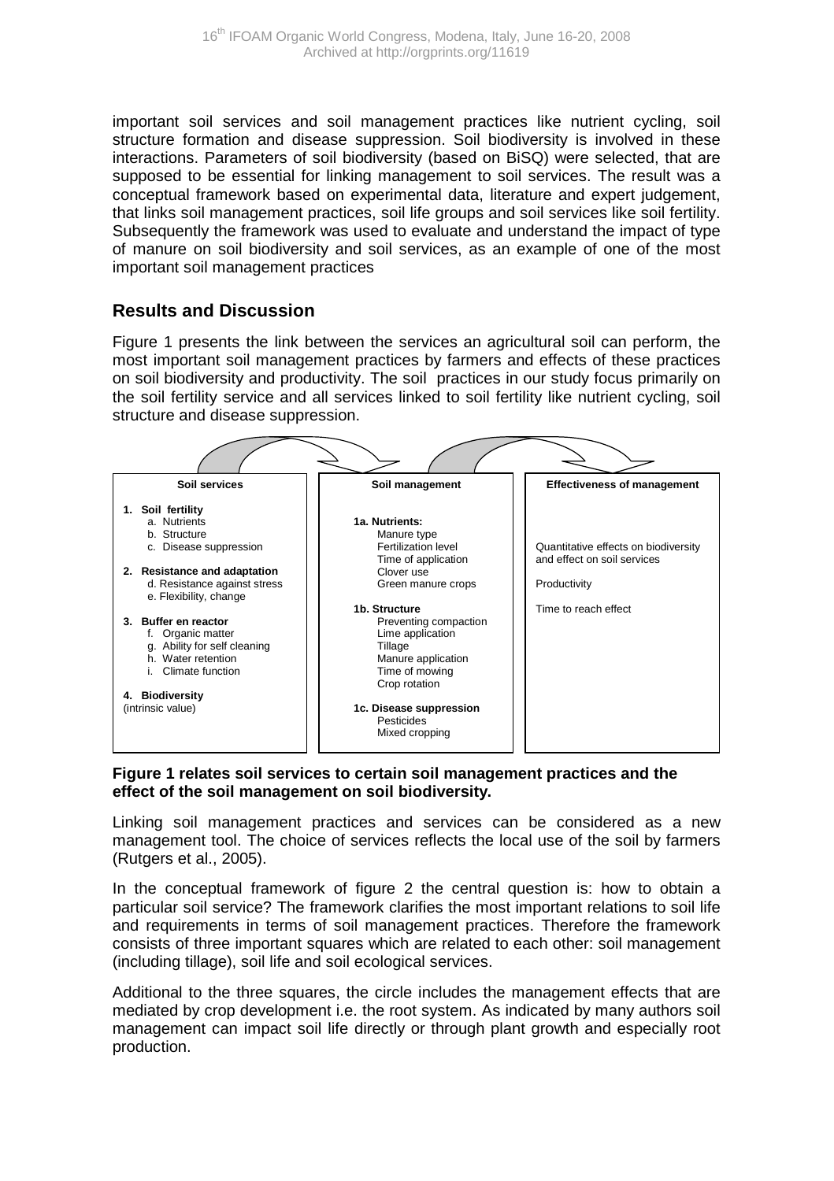important soil services and soil management practices like nutrient cycling, soil structure formation and disease suppression. Soil biodiversity is involved in these interactions. Parameters of soil biodiversity (based on BiSQ) were selected, that are supposed to be essential for linking management to soil services. The result was a conceptual framework based on experimental data, literature and expert judgement, that links soil management practices, soil life groups and soil services like soil fertility. Subsequently the framework was used to evaluate and understand the impact of type of manure on soil biodiversity and soil services, as an example of one of the most important soil management practices

## Results and Discussion

Figure 1 presents the link between the services an agricultural soil can perform, the most important soil management practices by farmers and effects of these practices on soil biodiversity and productivity. The soil practices in our study focus primarily on the soil fertility service and all services linked to soil fertility like nutrient cycling, soil structure and disease suppression.

| Soil services | Soil management | Effectiveness of management |
|---|---|---|
| **1. Soil fertility**<br>a. Nutrients<br>b. Structure<br>c. Disease suppression<br><br>**2. Resistance and adaptation**<br>d. Resistance against stress<br>e. Flexibility, change<br><br>**3. Buffer en reactor**<br>f. Organic matter<br>g. Ability for self cleaning<br>h. Water retention<br>i. Climate function<br><br>**4. Biodiversity**<br>(intrinsic value) | **1a. Nutrients:**<br>Manure type<br>Fertilization level<br>Time of application<br>Clover use<br>Green manure crops<br><br>**1b. Structure**<br>Preventing compaction<br>Lime application<br>Tillage<br>Manure application<br>Time of mowing<br>Crop rotation<br><br>**1c. Disease suppression**<br>Pesticides<br>Mixed cropping | Quantitative effects on biodiversity and effect on soil services<br><br>Productivity<br><br>Time to reach effect |

**Figure 1 relates soil services to certain soil management practices and the effect of the soil management on soil biodiversity.**

Linking soil management practices and services can be considered as a new management tool. The choice of services reflects the local use of the soil by farmers (Rutgers et al., 2005).

In the conceptual framework of figure 2 the central question is: how to obtain a particular soil service? The framework clarifies the most important relations to soil life and requirements in terms of soil management practices. Therefore the framework consists of three important squares which are related to each other: soil management (including tillage), soil life and soil ecological services.

Additional to the three squares, the circle includes the management effects that are mediated by crop development i.e. the root system. As indicated by many authors soil management can impact soil life directly or through plant growth and especially root production.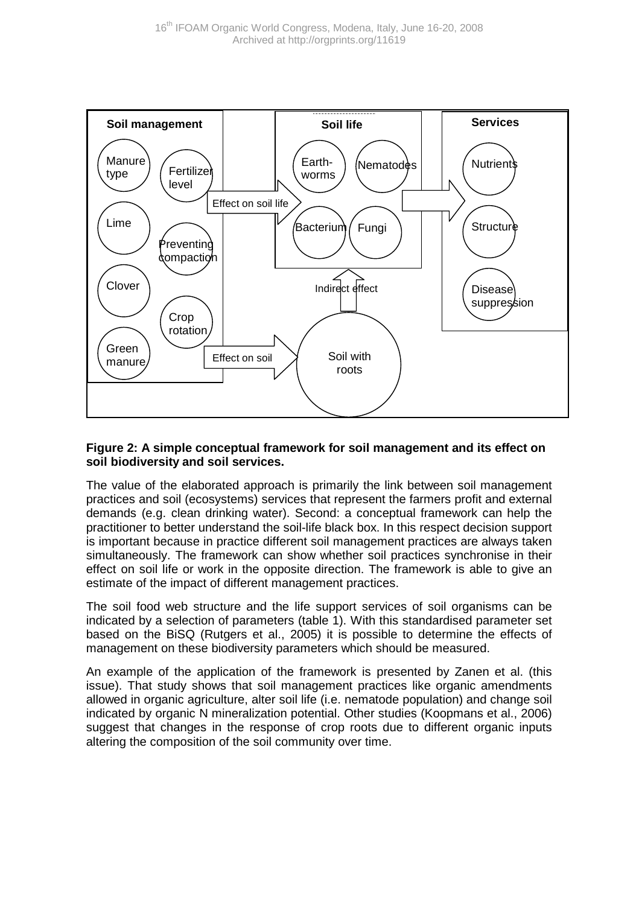**Figure 2: A simple conceptual framework for soil management and its effect on soil biodiversity and soil services.**

The value of the elaborated approach is primarily the link between soil management practices and soil (ecosystems) services that represent the farmers profit and external demands (e.g. clean drinking water). Second: a conceptual framework can help the practitioner to better understand the soil-life black box. In this respect decision support is important because in practice different soil management practices are always taken simultaneously. The framework can show whether soil practices synchronise in their effect on soil life or work in the opposite direction. The framework is able to give an estimate of the impact of different management practices.

The soil food web structure and the life support services of soil organisms can be indicated by a selection of parameters (table 1). With this standardised parameter set based on the BiSQ (Rutgers et al., 2005) it is possible to determine the effects of management on these biodiversity parameters which should be measured.

An example of the application of the framework is presented by Zanen et al. (this issue). That study shows that soil management practices like organic amendments allowed in organic agriculture, alter soil life (i.e. nematode population) and change soil indicated by organic N mineralization potential. Other studies (Koopmans et al., 2006) suggest that changes in the response of crop roots due to different organic inputs altering the composition of the soil community over time.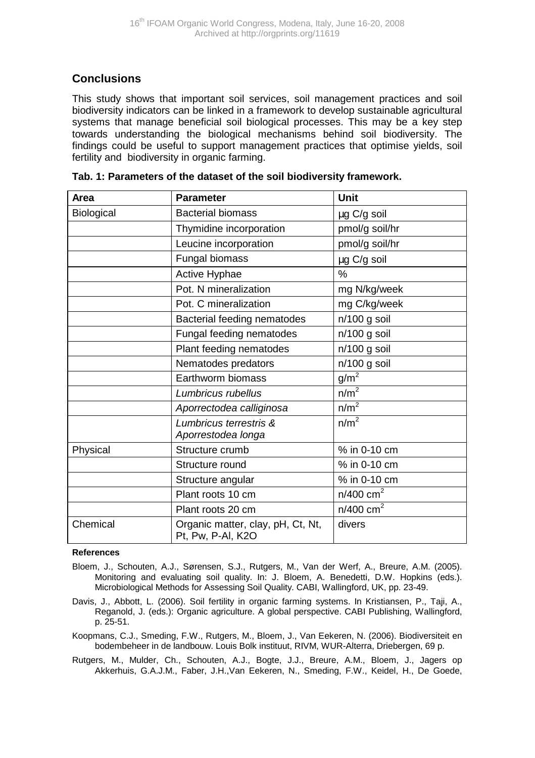## Conclusions

This study shows that important soil services, soil management practices and soil biodiversity indicators can be linked in a framework to develop sustainable agricultural systems that manage beneficial soil biological processes. This may be a key step towards understanding the biological mechanisms behind soil biodiversity. The findings could be useful to support management practices that optimise yields, soil fertility and biodiversity in organic farming.

**Tab. 1: Parameters of the dataset of the soil biodiversity framework.**

| Area | Parameter | Unit |
|---|---|---|
| Biological | Bacterial biomass | µg C/g soil |
| | Thymidine incorporation | pmol/g soil/hr |
| | Leucine incorporation | pmol/g soil/hr |
| | Fungal biomass | µg C/g soil |
| | Active Hyphae | % |
| | Pot. N mineralization | mg N/kg/week |
| | Pot. C mineralization | mg C/kg/week |
| | Bacterial feeding nematodes | n/100 g soil |
| | Fungal feeding nematodes | n/100 g soil |
| | Plant feeding nematodes | n/100 g soil |
| | Nematodes predators | n/100 g soil |
| | Earthworm biomass | $g/m^2$ |
| | *Lumbricus rubellus* | $n/m^2$ |
| | *Aporrectodea calliginosa* | $n/m^2$ |
| | *Lumbricus terrestris & Aporrestodea longa* | $n/m^2$ |
| Physical | Structure crumb | % in 0-10 cm |
| | Structure round | % in 0-10 cm |
| | Structure angular | % in 0-10 cm |
| | Plant roots 10 cm | $n/400\ cm^2$ |
| | Plant roots 20 cm | $n/400\ cm^2$ |
| Chemical | Organic matter, clay, pH, Ct, Nt, Pt, Pw, P-Al, K2O | divers |

**References**

Bloem, J., Schouten, A.J., Sørensen, S.J., Rutgers, M., Van der Werf, A., Breure, A.M. (2005). Monitoring and evaluating soil quality. In: J. Bloem, A. Benedetti, D.W. Hopkins (eds.). Microbiological Methods for Assessing Soil Quality. CABI, Wallingford, UK, pp. 23-49.

Davis, J., Abbott, L. (2006). Soil fertility in organic farming systems. In Kristiansen, P., Taji, A., Reganold, J. (eds.): Organic agriculture. A global perspective. CABI Publishing, Wallingford, p. 25-51.

Koopmans, C.J., Smeding, F.W., Rutgers, M., Bloem, J., Van Eekeren, N. (2006). Biodiversiteit en bodembeheer in de landbouw. Louis Bolk instituut, RIVM, WUR-Alterra, Driebergen, 69 p.

Rutgers, M., Mulder, Ch., Schouten, A.J., Bogte, J.J., Breure, A.M., Bloem, J., Jagers op Akkerhuis, G.A.J.M., Faber, J.H.,Van Eekeren, N., Smeding, F.W., Keidel, H., De Goede,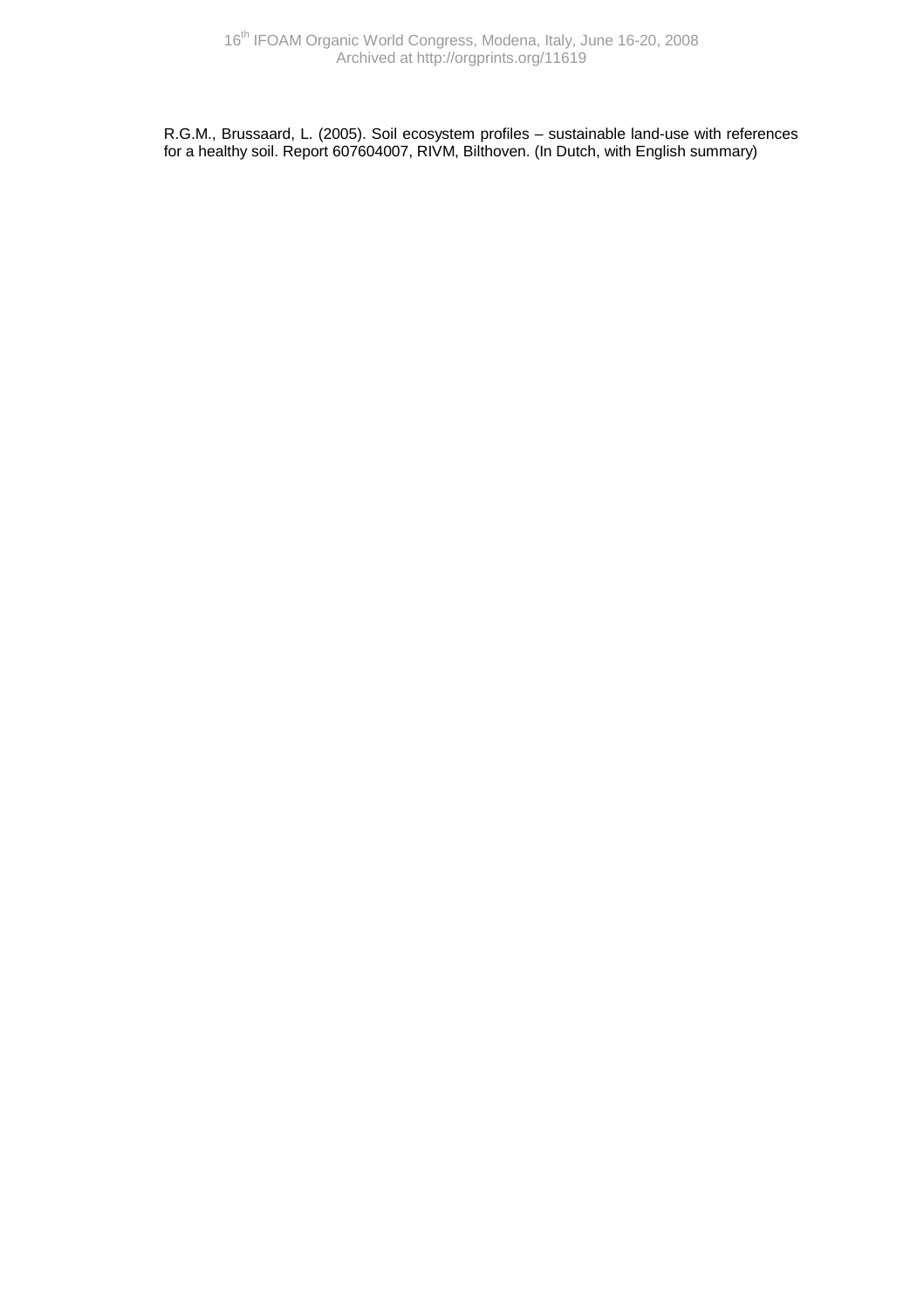R.G.M., Brussaard, L. (2005). Soil ecosystem profiles – sustainable land-use with references for a healthy soil. Report 607604007, RIVM, Bilthoven. (In Dutch, with English summary)